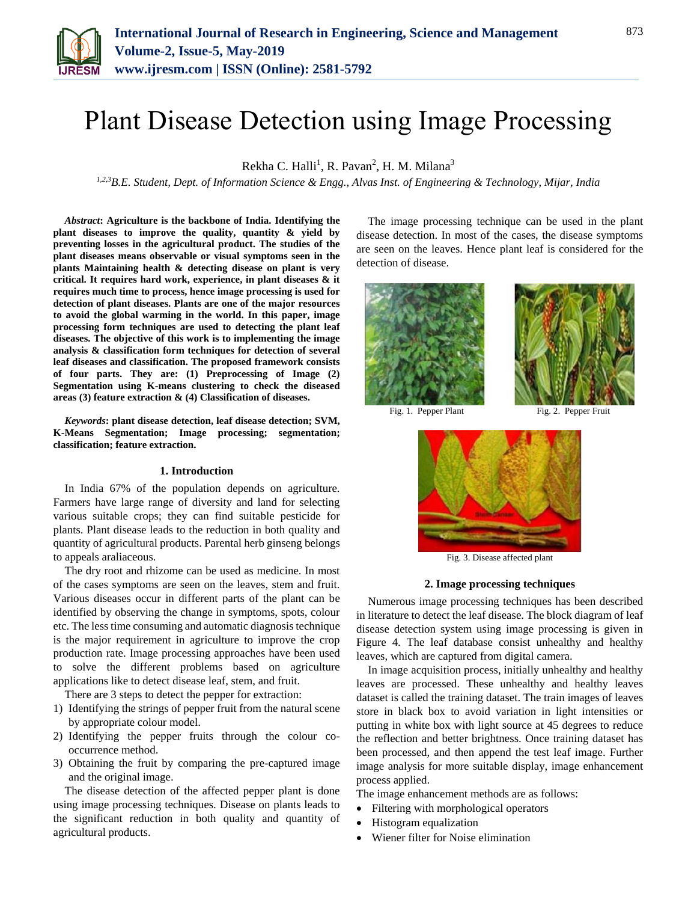# Plant Disease Detection using Image Processing

Rekha C. Halli[1], R. Pavan[2], H. M. Milana[3]

[1,2,3]*B.E. Student, Dept. of Information Science & Engg., Alvas Inst. of Engineering & Technology, Mijar, India*

***Abstract*: Agriculture is the backbone of India. Identifying the plant diseases to improve the quality, quantity & yield by preventing losses in the agricultural product. The studies of the plant diseases means observable or visual symptoms seen in the plants Maintaining health & detecting disease on plant is very critical. It requires hard work, experience, in plant diseases & it requires much time to process, hence image processing is used for detection of plant diseases. Plants are one of the major resources to avoid the global warming in the world. In this paper, image processing form techniques are used to detecting the plant leaf diseases. The objective of this work is to implementing the image analysis & classification form techniques for detection of several leaf diseases and classification. The proposed framework consists of four parts. They are: (1) Preprocessing of Image (2) Segmentation using K-means clustering to check the diseased areas (3) feature extraction & (4) Classification of diseases.**

***Keywords*: plant disease detection, leaf disease detection; SVM, K-Means Segmentation; Image processing; segmentation; classification; feature extraction.**

## 1. Introduction

In India 67% of the population depends on agriculture. Farmers have large range of diversity and land for selecting various suitable crops; they can find suitable pesticide for plants. Plant disease leads to the reduction in both quality and quantity of agricultural products. Parental herb ginseng belongs to appeals araliaceous.

The dry root and rhizome can be used as medicine. In most of the cases symptoms are seen on the leaves, stem and fruit. Various diseases occur in different parts of the plant can be identified by observing the change in symptoms, spots, colour etc. The less time consuming and automatic diagnosis technique is the major requirement in agriculture to improve the crop production rate. Image processing approaches have been used to solve the different problems based on agriculture applications like to detect disease leaf, stem, and fruit.

There are 3 steps to detect the pepper for extraction:

1) Identifying the strings of pepper fruit from the natural scene by appropriate colour model.
2) Identifying the pepper fruits through the colour co-occurrence method.
3) Obtaining the fruit by comparing the pre-captured image and the original image.

The disease detection of the affected pepper plant is done using image processing techniques. Disease on plants leads to the significant reduction in both quality and quantity of agricultural products.

The image processing technique can be used in the plant disease detection. In most of the cases, the disease symptoms are seen on the leaves. Hence plant leaf is considered for the detection of disease.

Fig. 1. Pepper Plant

Fig. 2. Pepper Fruit

Fig. 3. Disease affected plant

## 2. Image processing techniques

Numerous image processing techniques has been described in literature to detect the leaf disease. The block diagram of leaf disease detection system using image processing is given in Figure 4. The leaf database consist unhealthy and healthy leaves, which are captured from digital camera.

In image acquisition process, initially unhealthy and healthy leaves are processed. These unhealthy and healthy leaves dataset is called the training dataset. The train images of leaves store in black box to avoid variation in light intensities or putting in white box with light source at 45 degrees to reduce the reflection and better brightness. Once training dataset has been processed, and then append the test leaf image. Further image analysis for more suitable display, image enhancement process applied.

The image enhancement methods are as follows:

- Filtering with morphological operators
- Histogram equalization
- Wiener filter for Noise elimination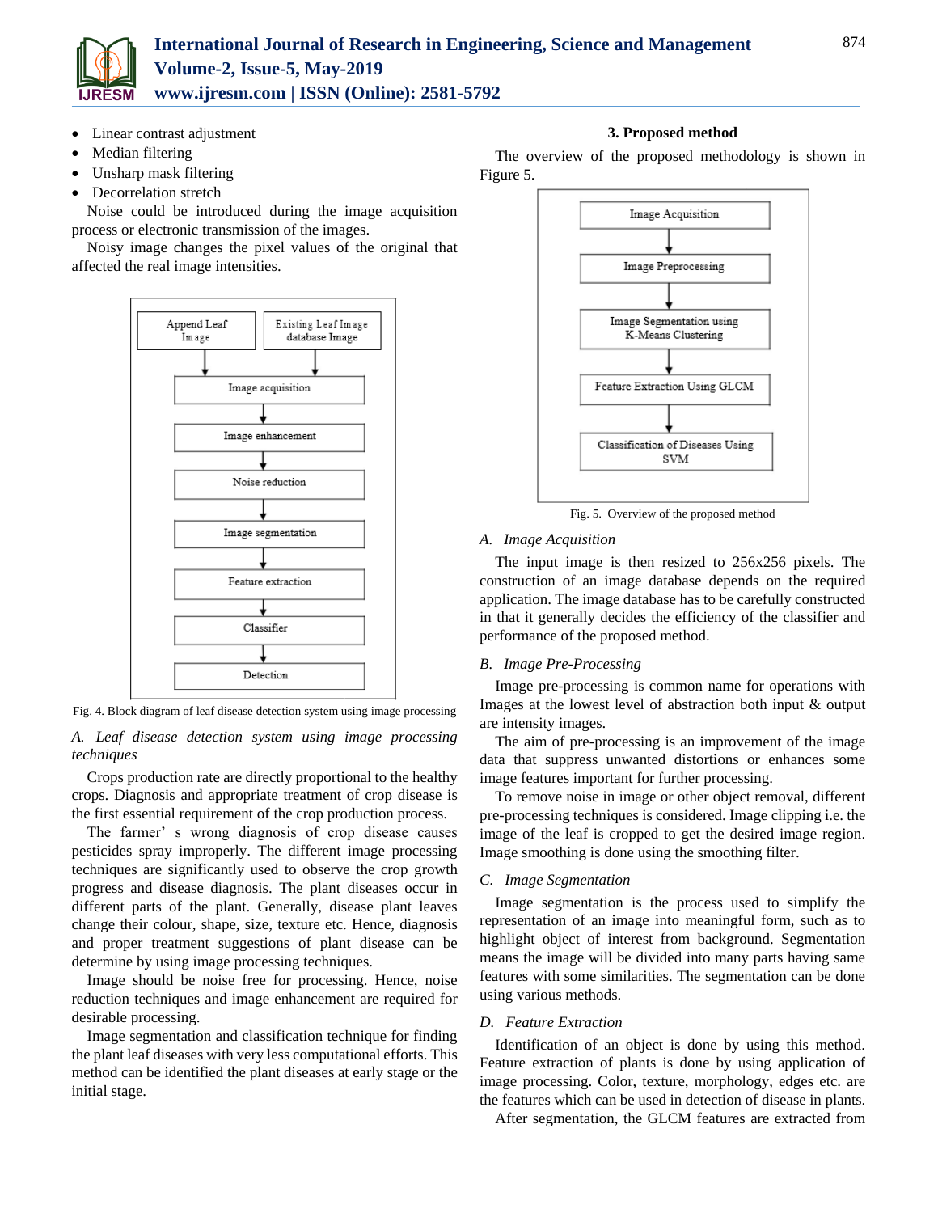- Linear contrast adjustment
- Median filtering
- Unsharp mask filtering
- Decorrelation stretch

Noise could be introduced during the image acquisition process or electronic transmission of the images.

Noisy image changes the pixel values of the original that affected the real image intensities.

Fig. 4. Block diagram of leaf disease detection system using image processing

### A. Leaf disease detection system using image processing techniques

Crops production rate are directly proportional to the healthy crops. Diagnosis and appropriate treatment of crop disease is the first essential requirement of the crop production process.

The farmer' s wrong diagnosis of crop disease causes pesticides spray improperly. The different image processing techniques are significantly used to observe the crop growth progress and disease diagnosis. The plant diseases occur in different parts of the plant. Generally, disease plant leaves change their colour, shape, size, texture etc. Hence, diagnosis and proper treatment suggestions of plant disease can be determine by using image processing techniques.

Image should be noise free for processing. Hence, noise reduction techniques and image enhancement are required for desirable processing.

Image segmentation and classification technique for finding the plant leaf diseases with very less computational efforts. This method can be identified the plant diseases at early stage or the initial stage.

## 3. Proposed method

The overview of the proposed methodology is shown in Figure 5.

Fig. 5. Overview of the proposed method

### A. Image Acquisition

The input image is then resized to 256x256 pixels. The construction of an image database depends on the required application. The image database has to be carefully constructed in that it generally decides the efficiency of the classifier and performance of the proposed method.

### B. Image Pre-Processing

Image pre-processing is common name for operations with Images at the lowest level of abstraction both input & output are intensity images.

The aim of pre-processing is an improvement of the image data that suppress unwanted distortions or enhances some image features important for further processing.

To remove noise in image or other object removal, different pre-processing techniques is considered. Image clipping i.e. the image of the leaf is cropped to get the desired image region. Image smoothing is done using the smoothing filter.

### C. Image Segmentation

Image segmentation is the process used to simplify the representation of an image into meaningful form, such as to highlight object of interest from background. Segmentation means the image will be divided into many parts having same features with some similarities. The segmentation can be done using various methods.

### D. Feature Extraction

Identification of an object is done by using this method. Feature extraction of plants is done by using application of image processing. Color, texture, morphology, edges etc. are the features which can be used in detection of disease in plants.

After segmentation, the GLCM features are extracted from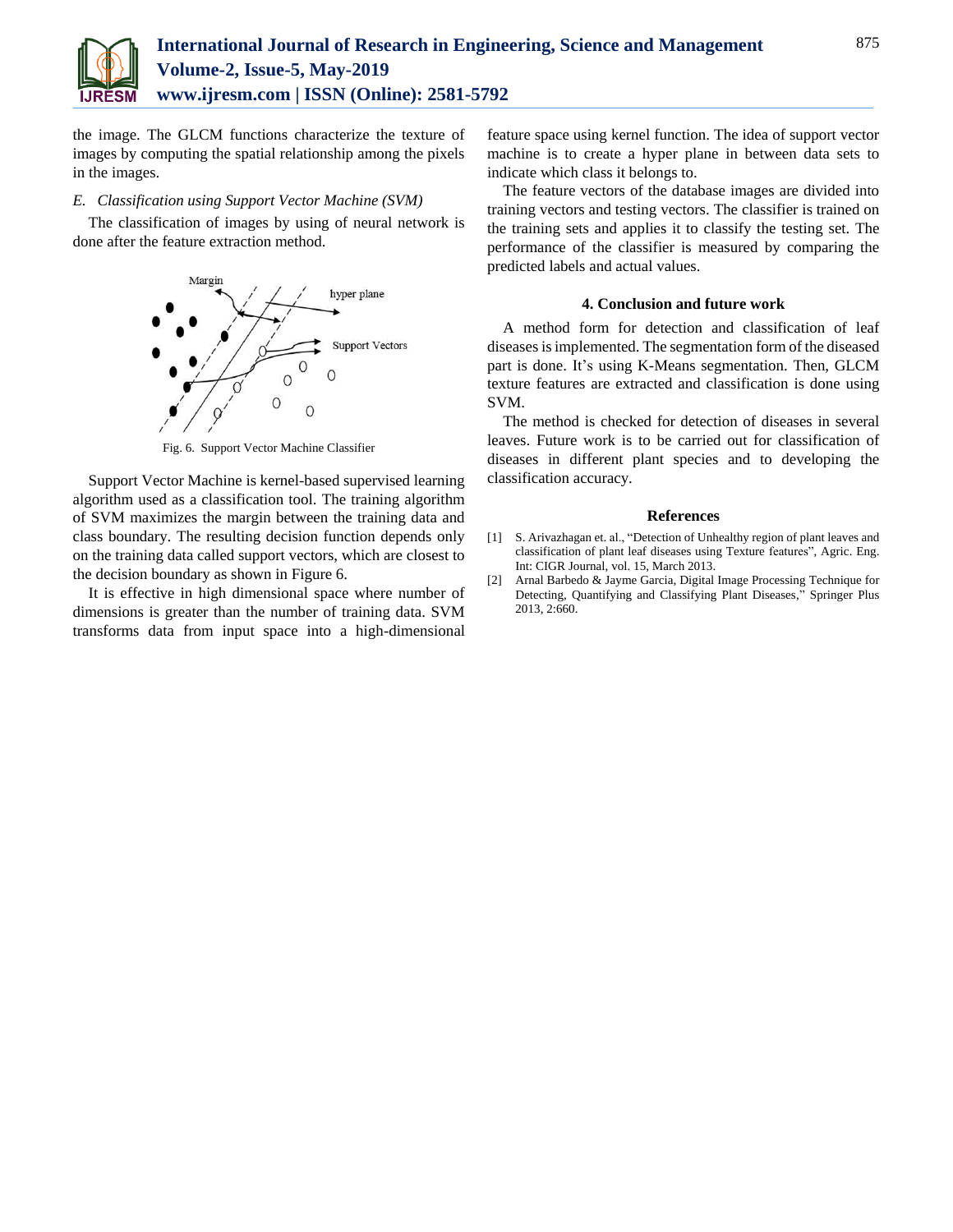the image. The GLCM functions characterize the texture of images by computing the spatial relationship among the pixels in the images.

*E. Classification using Support Vector Machine (SVM)*

The classification of images by using of neural network is done after the feature extraction method.

Margin

hyper plane

Support Vectors

Fig. 6. Support Vector Machine Classifier

Support Vector Machine is kernel-based supervised learning algorithm used as a classification tool. The training algorithm of SVM maximizes the margin between the training data and class boundary. The resulting decision function depends only on the training data called support vectors, which are closest to the decision boundary as shown in Figure 6.

It is effective in high dimensional space where number of dimensions is greater than the number of training data. SVM transforms data from input space into a high-dimensional feature space using kernel function. The idea of support vector machine is to create a hyper plane in between data sets to indicate which class it belongs to.

The feature vectors of the database images are divided into training vectors and testing vectors. The classifier is trained on the training sets and applies it to classify the testing set. The performance of the classifier is measured by comparing the predicted labels and actual values.

## 4. Conclusion and future work

A method form for detection and classification of leaf diseases is implemented. The segmentation form of the diseased part is done. It's using K-Means segmentation. Then, GLCM texture features are extracted and classification is done using SVM.

The method is checked for detection of diseases in several leaves. Future work is to be carried out for classification of diseases in different plant species and to developing the classification accuracy.

## References

[1] S. Arivazhagan et. al., "Detection of Unhealthy region of plant leaves and classification of plant leaf diseases using Texture features", Agric. Eng. Int: CIGR Journal, vol. 15, March 2013.

[2] Arnal Barbedo & Jayme Garcia, Digital Image Processing Technique for Detecting, Quantifying and Classifying Plant Diseases," Springer Plus 2013, 2:660.